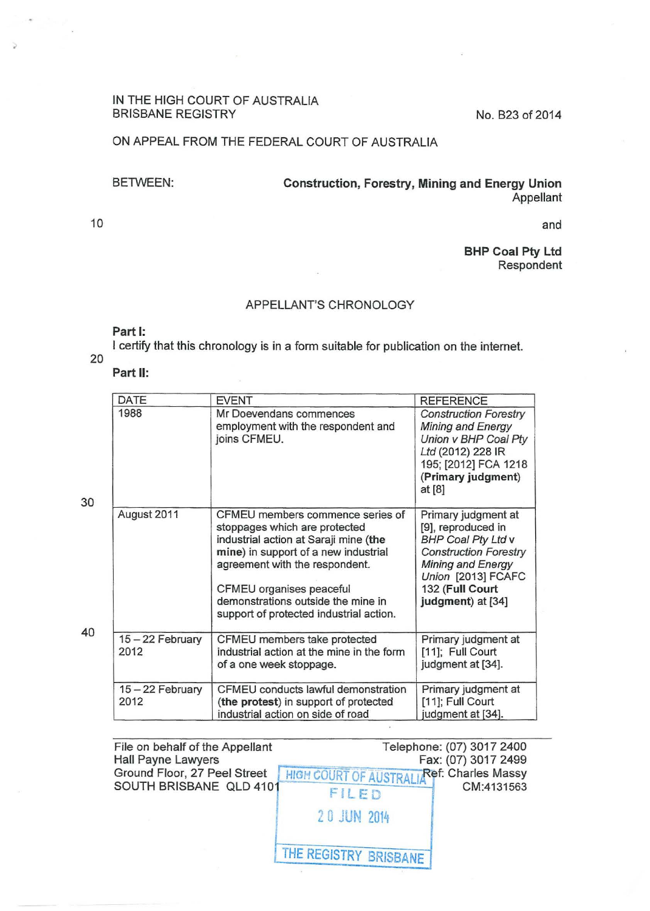IN THE HIGH COURT OF AUSTRALIA
BRISBANE REGISTRY

No. B23 of 2014

ON APPEAL FROM THE FEDERAL COURT OF AUSTRALIA

BETWEEN:

**Construction, Forestry, Mining and Energy Union**
Appellant

and

**BHP Coal Pty Ltd**
Respondent

APPELLANT'S CHRONOLOGY

**Part I:**
I certify that this chronology is in a form suitable for publication on the internet.

**Part II:**

| DATE | EVENT | REFERENCE |
|---|---|---|
| 1988 | Mr Doevendans commences employment with the respondent and joins CFMEU. | *Construction Forestry Mining and Energy Union v BHP Coal Pty Ltd* (2012) 228 IR 195; [2012] FCA 1218 (**Primary judgment**) at [8] |
| August 2011 | CFMEU members commence series of stoppages which are protected industrial action at Saraji mine (**the mine**) in support of a new industrial agreement with the respondent.<br><br>CFMEU organises peaceful demonstrations outside the mine in support of protected industrial action. | Primary judgment at [9], reproduced in *BHP Coal Pty Ltd v Construction Forestry Mining and Energy Union* [2013] FCAFC 132 (**Full Court judgment**) at [34] |
| 15 – 22 February 2012 | CFMEU members take protected industrial action at the mine in the form of a one week stoppage. | Primary judgment at [11]; Full Court judgment at [34]. |
| 15 – 22 February 2012 | CFMEU conducts lawful demonstration (**the protest**) in support of protected industrial action on side of road | Primary judgment at [11]; Full Court judgment at [34]. |

File on behalf of the Appellant
Hall Payne Lawyers
Ground Floor, 27 Peel Street
SOUTH BRISBANE QLD 4101

Telephone: (07) 3017 2400
Fax: (07) 3017 2499
Ref: Charles Massy
CM:4131563

HIGH COURT OF AUSTRALIA
FILED
20 JUN 2014
THE REGISTRY BRISBANE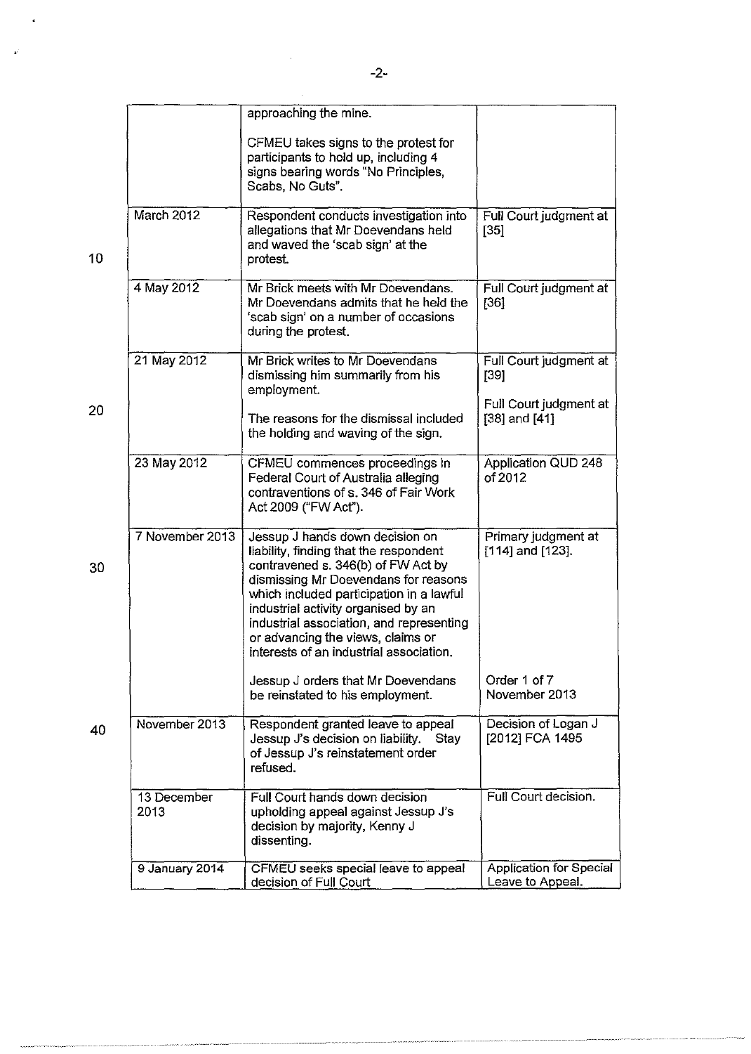| | | |
|---|---|---|
| | approaching the mine.<br><br>CFMEU takes signs to the protest for participants to hold up, including 4 signs bearing words "No Principles, Scabs, No Guts". | |
| March 2012 | Respondent conducts investigation into allegations that Mr Doevendans held and waved the 'scab sign' at the protest. | Full Court judgment at [35] |
| 4 May 2012 | Mr Brick meets with Mr Doevendans. Mr Doevendans admits that he held the 'scab sign' on a number of occasions during the protest. | Full Court judgment at [36] |
| 21 May 2012 | Mr Brick writes to Mr Doevendans dismissing him summarily from his employment.<br><br>The reasons for the dismissal included the holding and waving of the sign. | Full Court judgment at [39]<br><br>Full Court judgment at [38] and [41] |
| 23 May 2012 | CFMEU commences proceedings in Federal Court of Australia alleging contraventions of s. 346 of Fair Work Act 2009 ("FW Act"). | Application QUD 248 of 2012 |
| 7 November 2013 | Jessup J hands down decision on liability, finding that the respondent contravened s. 346(b) of FW Act by dismissing Mr Doevendans for reasons which included participation in a lawful industrial activity organised by an industrial association, and representing or advancing the views, claims or interests of an industrial association.<br><br>Jessup J orders that Mr Doevendans be reinstated to his employment. | Primary judgment at [114] and [123].<br><br>Order 1 of 7 November 2013 |
| November 2013 | Respondent granted leave to appeal Jessup J's decision on liability. Stay of Jessup J's reinstatement order refused. | Decision of Logan J [2012] FCA 1495 |
| 13 December 2013 | Full Court hands down decision upholding appeal against Jessup J's decision by majority, Kenny J dissenting. | Full Court decision. |
| 9 January 2014 | CFMEU seeks special leave to appeal decision of Full Court | Application for Special Leave to Appeal. |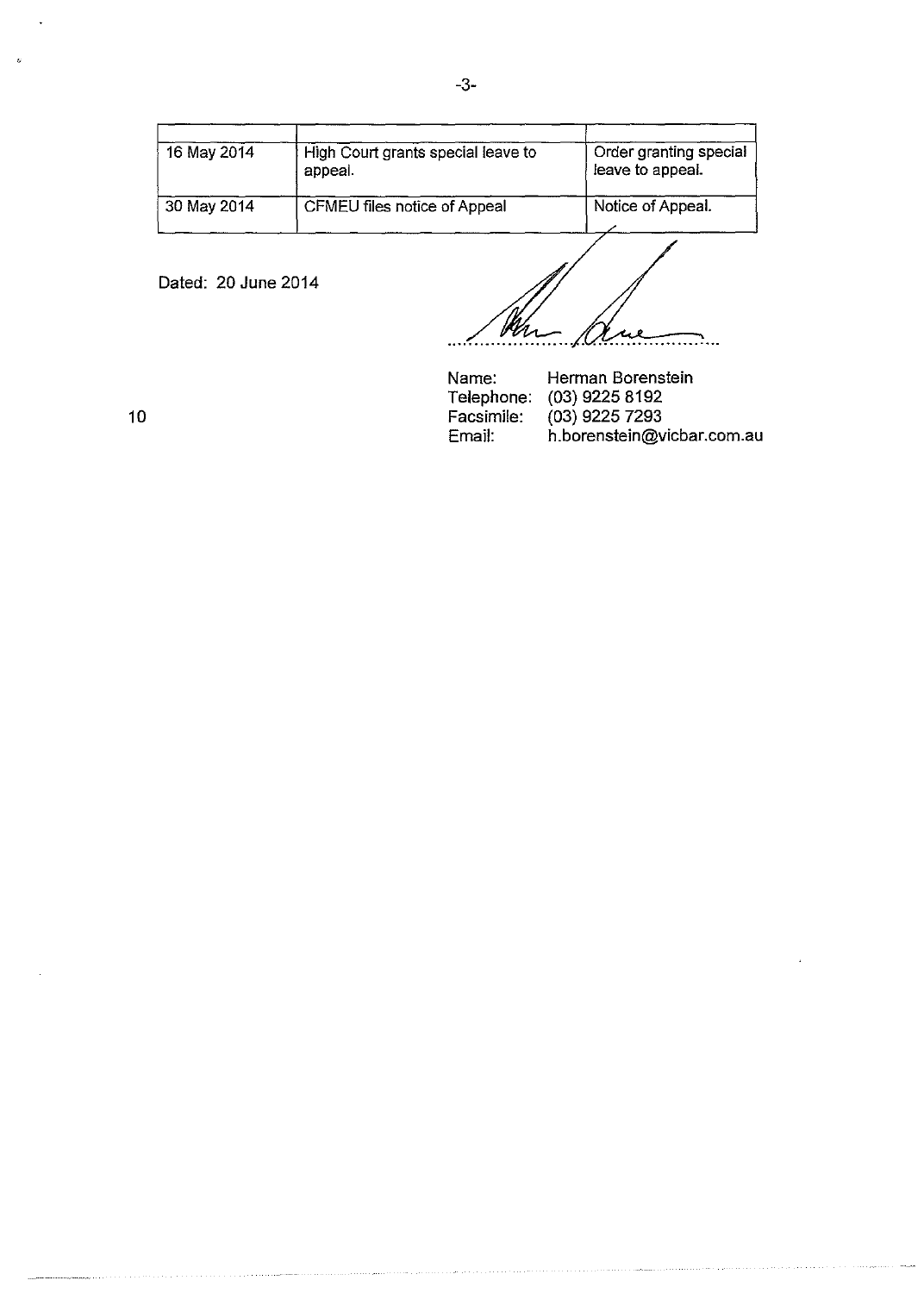| | | |
|---|---|---|
| 16 May 2014 | High Court grants special leave to appeal. | Order granting special leave to appeal. |
| 30 May 2014 | CFMEU files notice of Appeal | Notice of Appeal. |

Dated: 20 June 2014

.......................................................

Name: Herman Borenstein
Telephone: (03) 9225 8192
Facsimile: (03) 9225 7293
Email: h.borenstein@vicbar.com.au